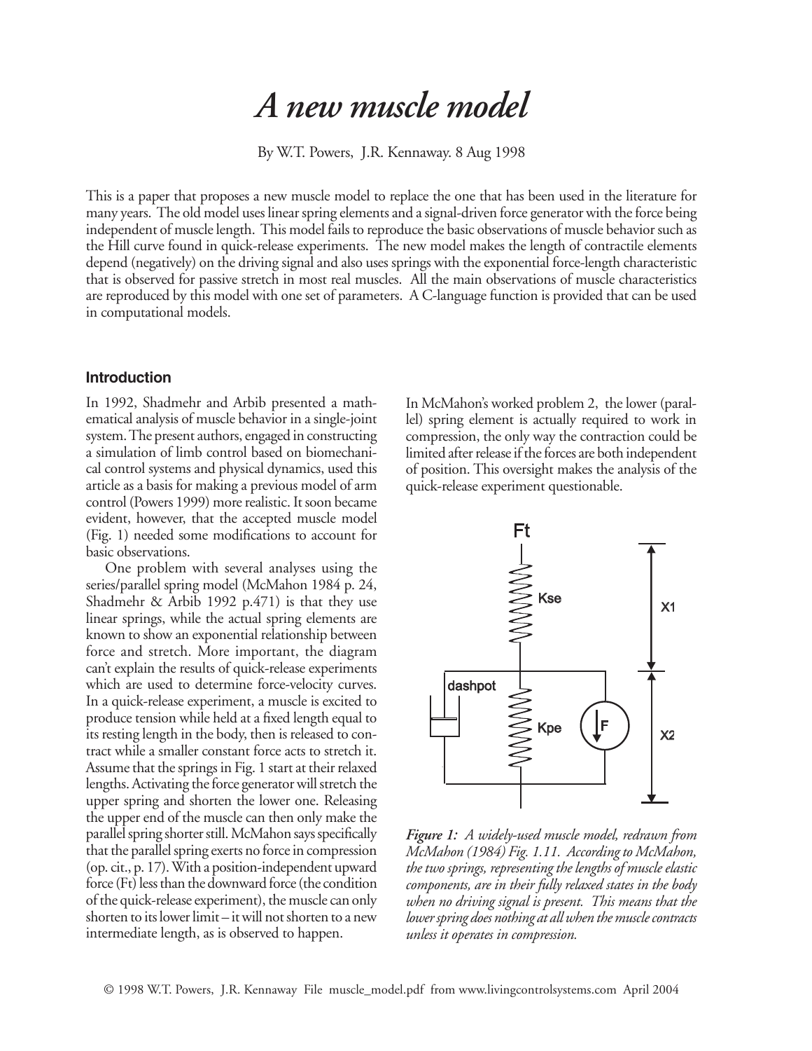# *A new muscle model*

By W.T. Powers, J.R. Kennaway. 8 Aug 1998

This is a paper that proposes a new muscle model to replace the one that has been used in the literature for many years. The old model uses linear spring elements and a signal-driven force generator with the force being independent of muscle length. This model fails to reproduce the basic observations of muscle behavior such as the Hill curve found in quick-release experiments. The new model makes the length of contractile elements depend (negatively) on the driving signal and also uses springs with the exponential force-length characteristic that is observed for passive stretch in most real muscles. All the main observations of muscle characteristics are reproduced by this model with one set of parameters. A C-language function is provided that can be used in computational models.

### Introduction

In 1992, Shadmehr and Arbib presented a mathematical analysis of muscle behavior in a single-joint system. The present authors, engaged in constructing a simulation of limb control based on biomechanical control systems and physical dynamics, used this article as a basis for making a previous model of arm control (Powers 1999) more realistic. It soon became evident, however, that the accepted muscle model (Fig. 1) needed some modifications to account for basic observations.

One problem with several analyses using the series/parallel spring model (McMahon 1984 p. 24, Shadmehr & Arbib 1992 p.471) is that they use linear springs, while the actual spring elements are known to show an exponential relationship between force and stretch. More important, the diagram can't explain the results of quick-release experiments which are used to determine force-velocity curves. In a quick-release experiment, a muscle is excited to produce tension while held at a fixed length equal to its resting length in the body, then is released to contract while a smaller constant force acts to stretch it. Assume that the springs in Fig. 1 start at their relaxed lengths. Activating the force generator will stretch the upper spring and shorten the lower one. Releasing the upper end of the muscle can then only make the parallel spring shorter still. McMahon says specifically that the parallel spring exerts no force in compression (op. cit., p. 17). With a position-independent upward force (Ft) less than the downward force (the condition of the quick-release experiment), the muscle can only shorten to its lower limit – it will not shorten to a new intermediate length, as is observed to happen.

In McMahon's worked problem 2, the lower (parallel) spring element is actually required to work in compression, the only way the contraction could be limited after release if the forces are both independent of position. This oversight makes the analysis of the quick-release experiment questionable.

*Figure 1: A widely-used muscle model, redrawn from McMahon (1984) Fig. 1.11. According to McMahon, the two springs, representing the lengths of muscle elastic components, are in their fully relaxed states in the body when no driving signal is present. This means that the lower spring does nothing at all when the muscle contracts unless it operates in compression.*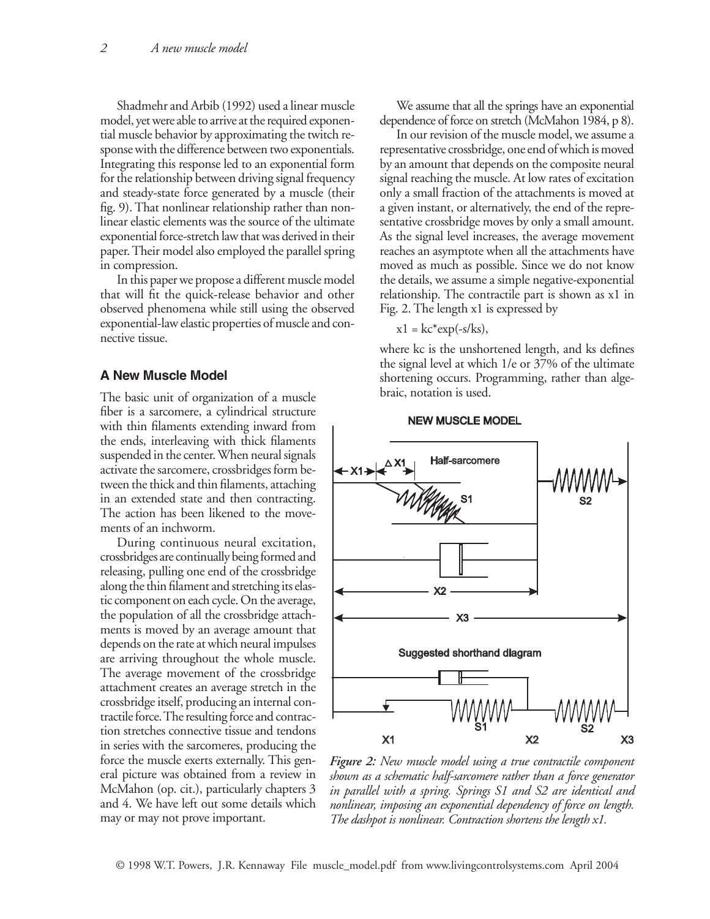Shadmehr and Arbib (1992) used a linear muscle model, yet were able to arrive at the required exponential muscle behavior by approximating the twitch response with the difference between two exponentials. Integrating this response led to an exponential form for the relationship between driving signal frequency and steady-state force generated by a muscle (their fig. 9). That nonlinear relationship rather than nonlinear elastic elements was the source of the ultimate exponential force-stretch law that was derived in their paper. Their model also employed the parallel spring in compression.

In this paper we propose a different muscle model that will fit the quick-release behavior and other observed phenomena while still using the observed exponential-law elastic properties of muscle and connective tissue.

## A New Muscle Model

The basic unit of organization of a muscle fiber is a sarcomere, a cylindrical structure with thin filaments extending inward from the ends, interleaving with thick filaments suspended in the center. When neural signals activate the sarcomere, crossbridges form between the thick and thin filaments, attaching in an extended state and then contracting. The action has been likened to the movements of an inchworm.

During continuous neural excitation, crossbridges are continually being formed and releasing, pulling one end of the crossbridge along the thin filament and stretching its elastic component on each cycle. On the average, the population of all the crossbridge attachments is moved by an average amount that depends on the rate at which neural impulses are arriving throughout the whole muscle. The average movement of the crossbridge attachment creates an average stretch in the crossbridge itself, producing an internal contractile force. The resulting force and contraction stretches connective tissue and tendons in series with the sarcomeres, producing the force the muscle exerts externally. This general picture was obtained from a review in McMahon (op. cit.), particularly chapters 3 and 4. We have left out some details which may or may not prove important.

We assume that all the springs have an exponential dependence of force on stretch (McMahon 1984, p 8).

In our revision of the muscle model, we assume a representative crossbridge, one end of which is moved by an amount that depends on the composite neural signal reaching the muscle. At low rates of excitation only a small fraction of the attachments is moved at a given instant, or alternatively, the end of the representative crossbridge moves by only a small amount. As the signal level increases, the average movement reaches an asymptote when all the attachments have moved as much as possible. Since we do not know the details, we assume a simple negative-exponential relationship. The contractile part is shown as x1 in Fig. 2. The length x1 is expressed by

x1 = kc*exp(-s/ks),

where kc is the unshortened length, and ks defines the signal level at which 1/e or 37% of the ultimate shortening occurs. Programming, rather than algebraic, notation is used.

*Figure 2: New muscle model using a true contractile component shown as a schematic half-sarcomere rather than a force generator in parallel with a spring. Springs S1 and S2 are identical and nonlinear, imposing an exponential dependency of force on length. The dashpot is nonlinear. Contraction shortens the length x1.*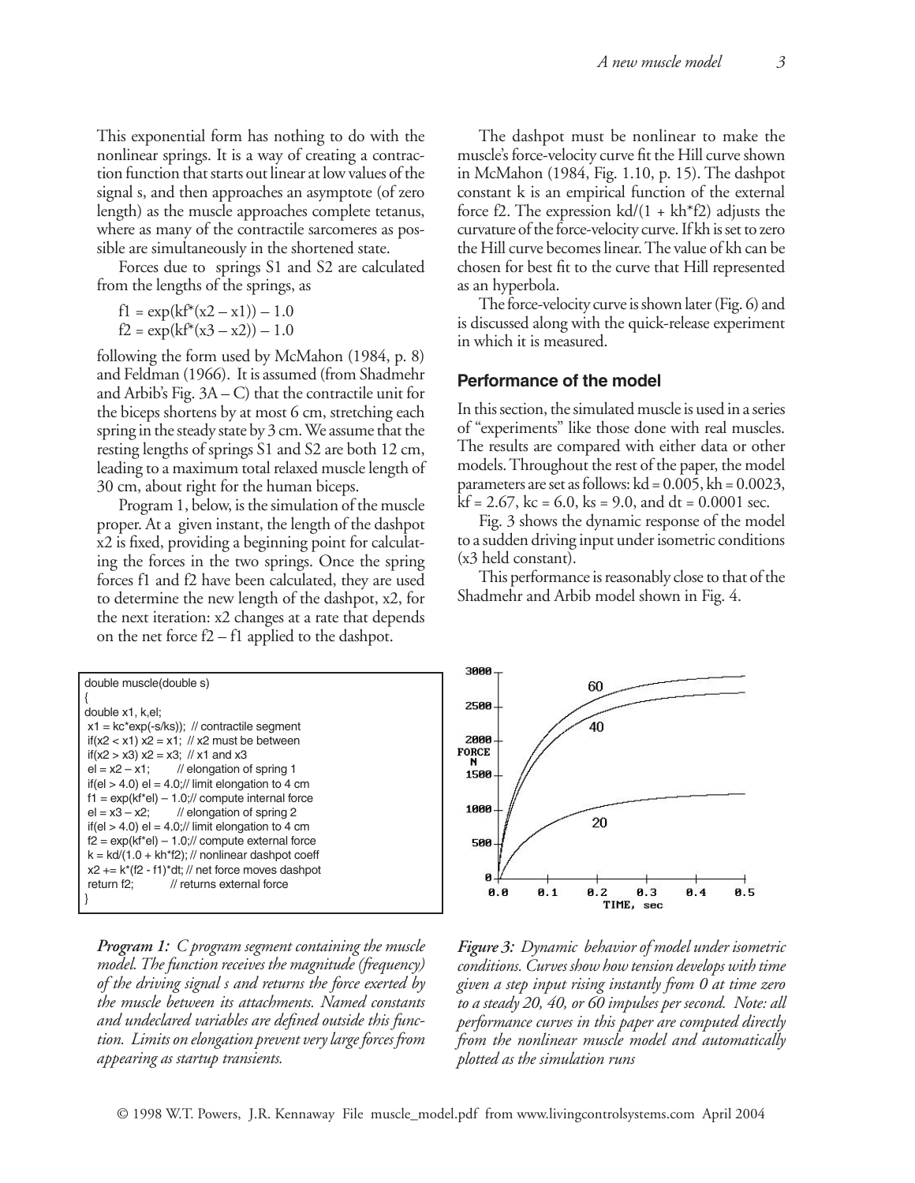This exponential form has nothing to do with the nonlinear springs. It is a way of creating a contraction function that starts out linear at low values of the signal s, and then approaches an asymptote (of zero length) as the muscle approaches complete tetanus, where as many of the contractile sarcomeres as possible are simultaneously in the shortened state.

Forces due to springs S1 and S2 are calculated from the lengths of the springs, as

$$f1 = \exp(kf*(x2 - x1)) - 1.0$$
$$f2 = \exp(kf*(x3 - x2)) - 1.0$$

following the form used by McMahon (1984, p. 8) and Feldman (1966). It is assumed (from Shadmehr and Arbib's Fig. 3A – C) that the contractile unit for the biceps shortens by at most 6 cm, stretching each spring in the steady state by 3 cm. We assume that the resting lengths of springs S1 and S2 are both 12 cm, leading to a maximum total relaxed muscle length of 30 cm, about right for the human biceps.

Program 1, below, is the simulation of the muscle proper. At a given instant, the length of the dashpot x2 is fixed, providing a beginning point for calculating the forces in the two springs. Once the spring forces f1 and f2 have been calculated, they are used to determine the new length of the dashpot, x2, for the next iteration: x2 changes at a rate that depends on the net force f2 – f1 applied to the dashpot.

The dashpot must be nonlinear to make the muscle's force-velocity curve fit the Hill curve shown in McMahon (1984, Fig. 1.10, p. 15). The dashpot constant k is an empirical function of the external force f2. The expression kd/(1 + kh*f2) adjusts the curvature of the force-velocity curve. If kh is set to zero the Hill curve becomes linear. The value of kh can be chosen for best fit to the curve that Hill represented as an hyperbola.

The force-velocity curve is shown later (Fig. 6) and is discussed along with the quick-release experiment in which it is measured.

### Performance of the model

In this section, the simulated muscle is used in a series of "experiments" like those done with real muscles. The results are compared with either data or other models. Throughout the rest of the paper, the model parameters are set as follows: kd = 0.005, kh = 0.0023, kf = 2.67, kc = 6.0, ks = 9.0, and dt = 0.0001 sec.

Fig. 3 shows the dynamic response of the model to a sudden driving input under isometric conditions (x3 held constant).

This performance is reasonably close to that of the Shadmehr and Arbib model shown in Fig. 4.

```
double muscle(double s)
{
double x1, k,el;
 x1 = kc*exp(-s/ks));  // contractile segment
 if(x2 < x1) x2 = x1;  // x2 must be between
 if(x2 > x3) x2 = x3;  // x1 and x3
 el = x2 – x1;        // elongation of spring 1
 if(el > 4.0) el = 4.0;// limit elongation to 4 cm
 f1 = exp(kf*el) – 1.0;// compute internal force
 el = x3 – x2;        // elongation of spring 2
 if(el > 4.0) el = 4.0;// limit elongation to 4 cm
 f2 = exp(kf*el) – 1.0;// compute external force
 k = kd/(1.0 + kh*f2); // nonlinear dashpot coeff
 x2 += k*(f2 - f1)*dt; // net force moves dashpot
 return f2;          // returns external force
}
```

***Program 1:*** *C program segment containing the muscle model. The function receives the magnitude (frequency) of the driving signal s and returns the force exerted by the muscle between its attachments. Named constants and undeclared variables are defined outside this function. Limits on elongation prevent very large forces from appearing as startup transients.*

***Figure 3:*** *Dynamic behavior of model under isometric conditions. Curves show how tension develops with time given a step input rising instantly from 0 at time zero to a steady 20, 40, or 60 impulses per second. Note: all performance curves in this paper are computed directly from the nonlinear muscle model and automatically plotted as the simulation runs*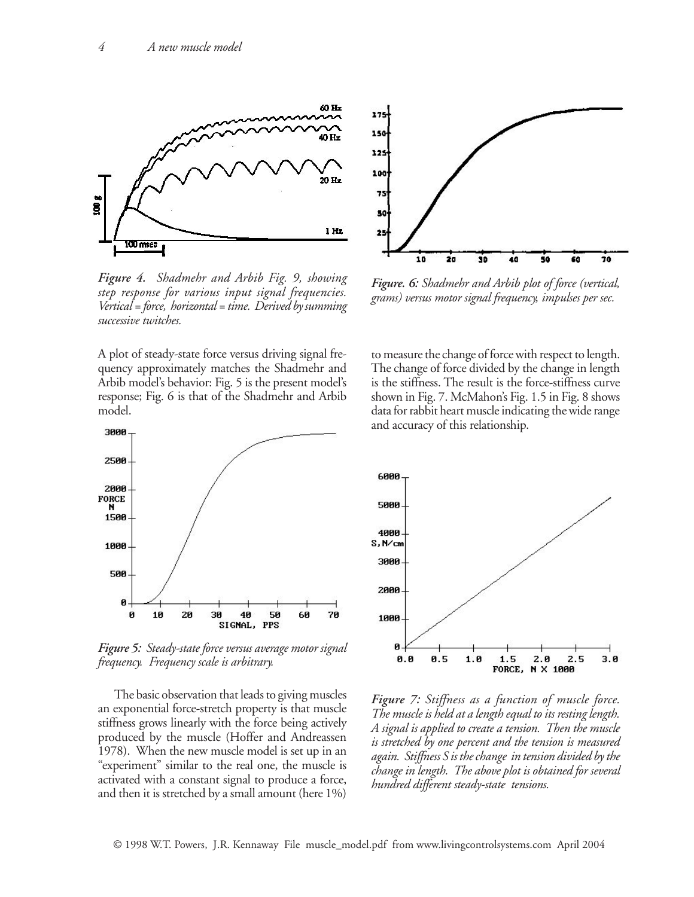*Figure 4. Shadmehr and Arbib Fig. 9, showing step response for various input signal frequencies. Vertical = force, horizontal = time. Derived by summing successive twitches.*

*Figure. 6: Shadmehr and Arbib plot of force (vertical, grams) versus motor signal frequency, impulses per sec.*

A plot of steady-state force versus driving signal frequency approximately matches the Shadmehr and Arbib model's behavior: Fig. 5 is the present model's response; Fig. 6 is that of the Shadmehr and Arbib model.

*Figure 5: Steady-state force versus average motor signal frequency. Frequency scale is arbitrary.*

The basic observation that leads to giving muscles an exponential force-stretch property is that muscle stiffness grows linearly with the force being actively produced by the muscle (Hoffer and Andreassen 1978). When the new muscle model is set up in an "experiment" similar to the real one, the muscle is activated with a constant signal to produce a force, and then it is stretched by a small amount (here 1%) to measure the change of force with respect to length. The change of force divided by the change in length is the stiffness. The result is the force-stiffness curve shown in Fig. 7. McMahon's Fig. 1.5 in Fig. 8 shows data for rabbit heart muscle indicating the wide range and accuracy of this relationship.

*Figure 7: Stiffness as a function of muscle force. The muscle is held at a length equal to its resting length. A signal is applied to create a tension. Then the muscle is stretched by one percent and the tension is measured again. Stiffness S is the change in tension divided by the change in length. The above plot is obtained for several hundred different steady-state tensions.*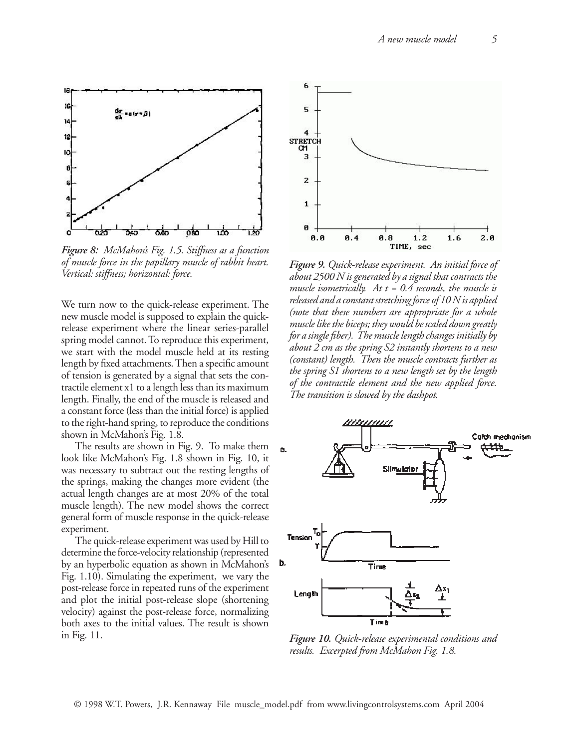*Figure 8: McMahon's Fig. 1.5. Stiffness as a function of muscle force in the papillary muscle of rabbit heart. Vertical: stiffness; horizontal: force.*

We turn now to the quick-release experiment. The new muscle model is supposed to explain the quick-release experiment where the linear series-parallel spring model cannot. To reproduce this experiment, we start with the model muscle held at its resting length by fixed attachments. Then a specific amount of tension is generated by a signal that sets the contractile element x1 to a length less than its maximum length. Finally, the end of the muscle is released and a constant force (less than the initial force) is applied to the right-hand spring, to reproduce the conditions shown in McMahon's Fig. 1.8.

The results are shown in Fig. 9. To make them look like McMahon's Fig. 1.8 shown in Fig. 10, it was necessary to subtract out the resting lengths of the springs, making the changes more evident (the actual length changes are at most 20% of the total muscle length). The new model shows the correct general form of muscle response in the quick-release experiment.

The quick-release experiment was used by Hill to determine the force-velocity relationship (represented by an hyperbolic equation as shown in McMahon's Fig. 1.10). Simulating the experiment, we vary the post-release force in repeated runs of the experiment and plot the initial post-release slope (shortening velocity) against the post-release force, normalizing both axes to the initial values. The result is shown in Fig. 11.

*Figure 9. Quick-release experiment. An initial force of about 2500 N is generated by a signal that contracts the muscle isometrically. At t = 0.4 seconds, the muscle is released and a constant stretching force of 10 N is applied (note that these numbers are appropriate for a whole muscle like the biceps; they would be scaled down greatly for a single fiber). The muscle length changes initially by about 2 cm as the spring S2 instantly shortens to a new (constant) length. Then the muscle contracts further as the spring S1 shortens to a new length set by the length of the contractile element and the new applied force. The transition is slowed by the dashpot.*

*Figure 10. Quick-release experimental conditions and results. Excerpted from McMahon Fig. 1.8.*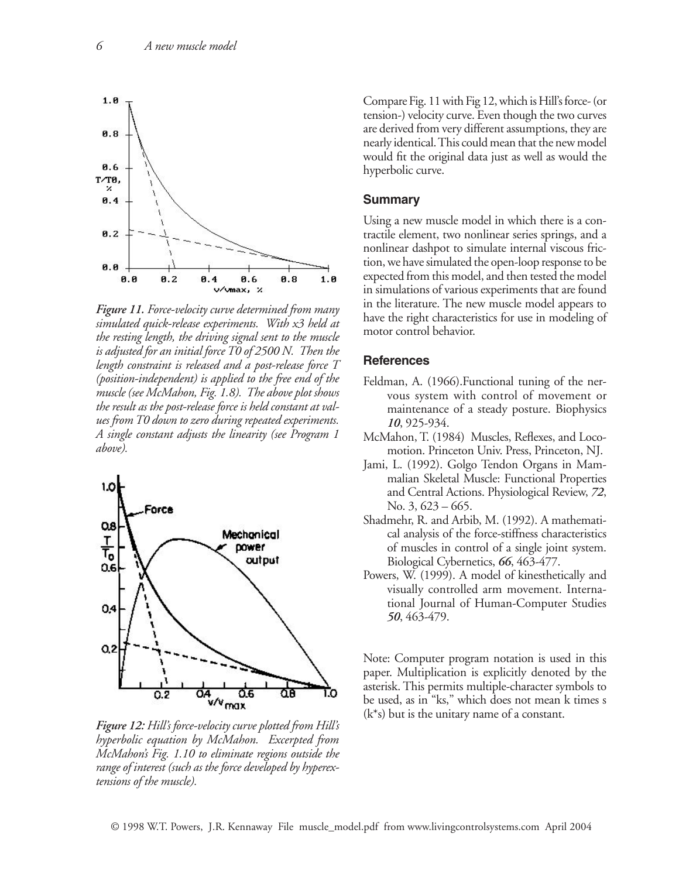1.0
0.8
0.6
T/T0,
%
0.4
0.2
0.0
0.0 0.2 0.4 0.6 0.8 1.0
v/vmax, %

*Figure 11. Force-velocity curve determined from many simulated quick-release experiments. With x3 held at the resting length, the driving signal sent to the muscle is adjusted for an initial force T0 of 2500 N. Then the length constraint is released and a post-release force T (position-independent) is applied to the free end of the muscle (see McMahon, Fig. 1.8). The above plot shows the result as the post-release force is held constant at values from T0 down to zero during repeated experiments. A single constant adjusts the linearity (see Program 1 above).*

1.0
Force
0.8
$\frac{T}{T_o}$
0.6
Mechanical power output
0.4
0.2
0.2 0.4 0.6 0.8 1.0
$v/v_{max}$

*Figure 12: Hill's force-velocity curve plotted from Hill's hyperbolic equation by McMahon. Excerpted from McMahon's Fig. 1.10 to eliminate regions outside the range of interest (such as the force developed by hyperextensions of the muscle).*

Compare Fig. 11 with Fig 12, which is Hill's force- (or tension-) velocity curve. Even though the two curves are derived from very different assumptions, they are nearly identical. This could mean that the new model would fit the original data just as well as would the hyperbolic curve.

## Summary

Using a new muscle model in which there is a contractile element, two nonlinear series springs, and a nonlinear dashpot to simulate internal viscous friction, we have simulated the open-loop response to be expected from this model, and then tested the model in simulations of various experiments that are found in the literature. The new muscle model appears to have the right characteristics for use in modeling of motor control behavior.

## References

Feldman, A. (1966).Functional tuning of the nervous system with control of movement or maintenance of a steady posture. Biophysics ***10***, 925-934.

McMahon, T. (1984) Muscles, Reflexes, and Locomotion. Princeton Univ. Press, Princeton, NJ.

Jami, L. (1992). Golgo Tendon Organs in Mammalian Skeletal Muscle: Functional Properties and Central Actions. Physiological Review, ***72***, No. 3, 623 – 665.

Shadmehr, R. and Arbib, M. (1992). A mathematical analysis of the force-stiffness characteristics of muscles in control of a single joint system. Biological Cybernetics, ***66***, 463-477.

Powers, W. (1999). A model of kinesthetically and visually controlled arm movement. International Journal of Human-Computer Studies ***50***, 463-479.

Note: Computer program notation is used in this paper. Multiplication is explicitly denoted by the asterisk. This permits multiple-character symbols to be used, as in "ks," which does not mean k times s (k*s) but is the unitary name of a constant.

© 1998 W.T. Powers, J.R. Kennaway File muscle_model.pdf from www.livingcontrolsystems.com April 2004